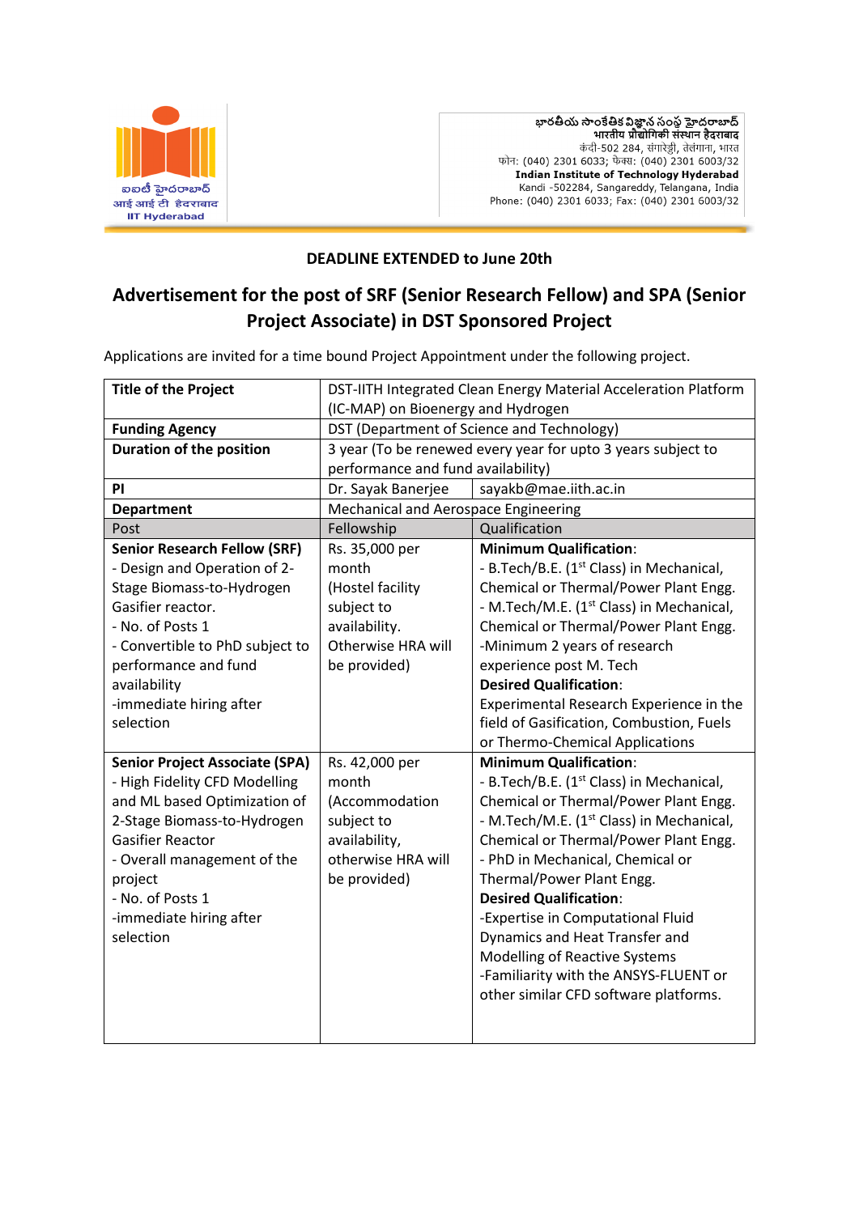భారతీయ సాంకేతిక విజ్ఞాన సంస్థ హైదరాబాద్
भारतीय प्रौद्योगिकी संस्थान हैदराबाद
कंदी-502 284, संगारेड्डी, तेलंगाना, भारत
फोन: (040) 2301 6033; फेक्स: (040) 2301 6003/32
**Indian Institute of Technology Hyderabad**
Kandi -502284, Sangareddy, Telangana, India
Phone: (040) 2301 6033; Fax: (040) 2301 6003/32

ఐఐటీ హైదరాబాద్
आई आई टी हैदराबाद
IIT Hyderabad

**DEADLINE EXTENDED to June 20th**

## Advertisement for the post of SRF (Senior Research Fellow) and SPA (Senior Project Associate) in DST Sponsored Project

Applications are invited for a time bound Project Appointment under the following project.

| **Title of the Project** | DST-IITH Integrated Clean Energy Material Acceleration Platform (IC-MAP) on Bioenergy and Hydrogen | |
|---|---|---|
| **Funding Agency** | DST (Department of Science and Technology) | |
| **Duration of the position** | 3 year (To be renewed every year for upto 3 years subject to performance and fund availability) | |
| **PI** | Dr. Sayak Banerjee | sayakb@mae.iith.ac.in |
| **Department** | Mechanical and Aerospace Engineering | |
| Post | Fellowship | Qualification |
| **Senior Research Fellow (SRF)**<br>- Design and Operation of 2-Stage Biomass-to-Hydrogen Gasifier reactor.<br>- No. of Posts 1<br>- Convertible to PhD subject to performance and fund availability<br>-immediate hiring after selection | Rs. 35,000 per month<br>(Hostel facility subject to availability. Otherwise HRA will be provided) | **Minimum Qualification**:<br>- B.Tech/B.E. (1st Class) in Mechanical, Chemical or Thermal/Power Plant Engg.<br>- M.Tech/M.E. (1st Class) in Mechanical, Chemical or Thermal/Power Plant Engg.<br>-Minimum 2 years of research experience post M. Tech<br>**Desired Qualification**:<br>Experimental Research Experience in the field of Gasification, Combustion, Fuels or Thermo-Chemical Applications |
| **Senior Project Associate (SPA)**<br>- High Fidelity CFD Modelling and ML based Optimization of 2-Stage Biomass-to-Hydrogen Gasifier Reactor<br>- Overall management of the project<br>- No. of Posts 1<br>-immediate hiring after selection | Rs. 42,000 per month<br>(Accommodation subject to availability, otherwise HRA will be provided) | **Minimum Qualification**:<br>- B.Tech/B.E. (1st Class) in Mechanical, Chemical or Thermal/Power Plant Engg.<br>- M.Tech/M.E. (1st Class) in Mechanical, Chemical or Thermal/Power Plant Engg.<br>- PhD in Mechanical, Chemical or Thermal/Power Plant Engg.<br>**Desired Qualification**:<br>-Expertise in Computational Fluid Dynamics and Heat Transfer and Modelling of Reactive Systems<br>-Familiarity with the ANSYS-FLUENT or other similar CFD software platforms. |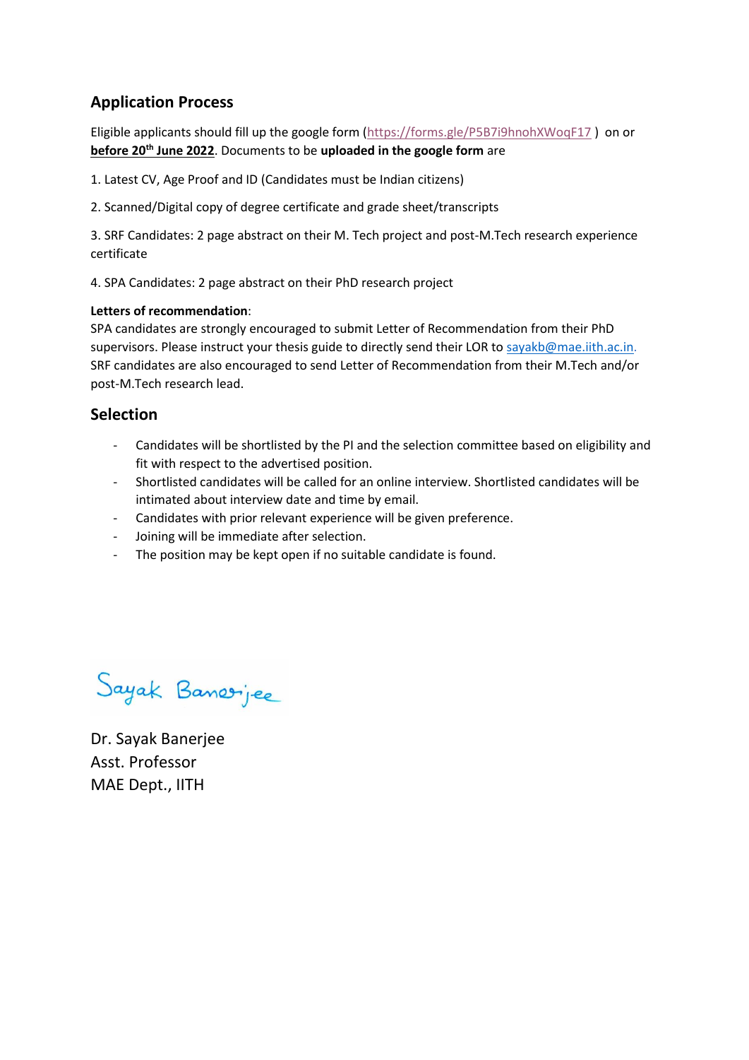## Application Process

Eligible applicants should fill up the google form (https://forms.gle/P5B7i9hnohXWoqF17) on or **before 20th June 2022**. Documents to be **uploaded in the google form** are

1. Latest CV, Age Proof and ID (Candidates must be Indian citizens)

2. Scanned/Digital copy of degree certificate and grade sheet/transcripts

3. SRF Candidates: 2 page abstract on their M. Tech project and post-M.Tech research experience certificate

4. SPA Candidates: 2 page abstract on their PhD research project

**Letters of recommendation**:
SPA candidates are strongly encouraged to submit Letter of Recommendation from their PhD supervisors. Please instruct your thesis guide to directly send their LOR to sayakb@mae.iith.ac.in. SRF candidates are also encouraged to send Letter of Recommendation from their M.Tech and/or post-M.Tech research lead.

## Selection

- Candidates will be shortlisted by the PI and the selection committee based on eligibility and fit with respect to the advertised position.
- Shortlisted candidates will be called for an online interview. Shortlisted candidates will be intimated about interview date and time by email.
- Candidates with prior relevant experience will be given preference.
- Joining will be immediate after selection.
- The position may be kept open if no suitable candidate is found.

Sayak Banerjee

Dr. Sayak Banerjee
Asst. Professor
MAE Dept., IITH